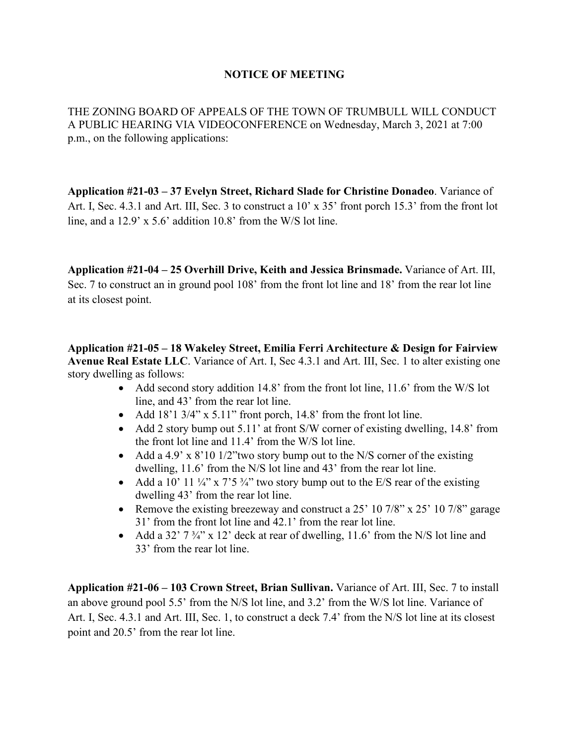# NOTICE OF MEETING

THE ZONING BOARD OF APPEALS OF THE TOWN OF TRUMBULL WILL CONDUCT A PUBLIC HEARING VIA VIDEOCONFERENCE on Wednesday, March 3, 2021 at 7:00 p.m., on the following applications:

**Application #21-03 – 37 Evelyn Street, Richard Slade for Christine Donadeo**. Variance of Art. I, Sec. 4.3.1 and Art. III, Sec. 3 to construct a 10' x 35' front porch 15.3' from the front lot line, and a 12.9' x 5.6' addition 10.8' from the W/S lot line.

**Application #21-04 – 25 Overhill Drive, Keith and Jessica Brinsmade.** Variance of Art. III, Sec. 7 to construct an in ground pool 108' from the front lot line and 18' from the rear lot line at its closest point.

**Application #21-05 – 18 Wakeley Street, Emilia Ferri Architecture & Design for Fairview Avenue Real Estate LLC**. Variance of Art. I, Sec 4.3.1 and Art. III, Sec. 1 to alter existing one story dwelling as follows:

- Add second story addition 14.8' from the front lot line, 11.6' from the W/S lot line, and 43' from the rear lot line.
- Add 18'1 3/4" x 5.11" front porch, 14.8' from the front lot line.
- Add 2 story bump out 5.11' at front S/W corner of existing dwelling, 14.8' from the front lot line and 11.4' from the W/S lot line.
- Add a 4.9' x 8'10 1/2"two story bump out to the N/S corner of the existing dwelling, 11.6' from the N/S lot line and 43' from the rear lot line.
- Add a 10' 11 ¼" x 7'5 ¾" two story bump out to the E/S rear of the existing dwelling 43' from the rear lot line.
- Remove the existing breezeway and construct a 25' 10 7/8" x 25' 10 7/8" garage 31' from the front lot line and 42.1' from the rear lot line.
- Add a 32' 7 ¾" x 12' deck at rear of dwelling, 11.6' from the N/S lot line and 33' from the rear lot line.

**Application #21-06 – 103 Crown Street, Brian Sullivan.** Variance of Art. III, Sec. 7 to install an above ground pool 5.5' from the N/S lot line, and 3.2' from the W/S lot line. Variance of Art. I, Sec. 4.3.1 and Art. III, Sec. 1, to construct a deck 7.4' from the N/S lot line at its closest point and 20.5' from the rear lot line.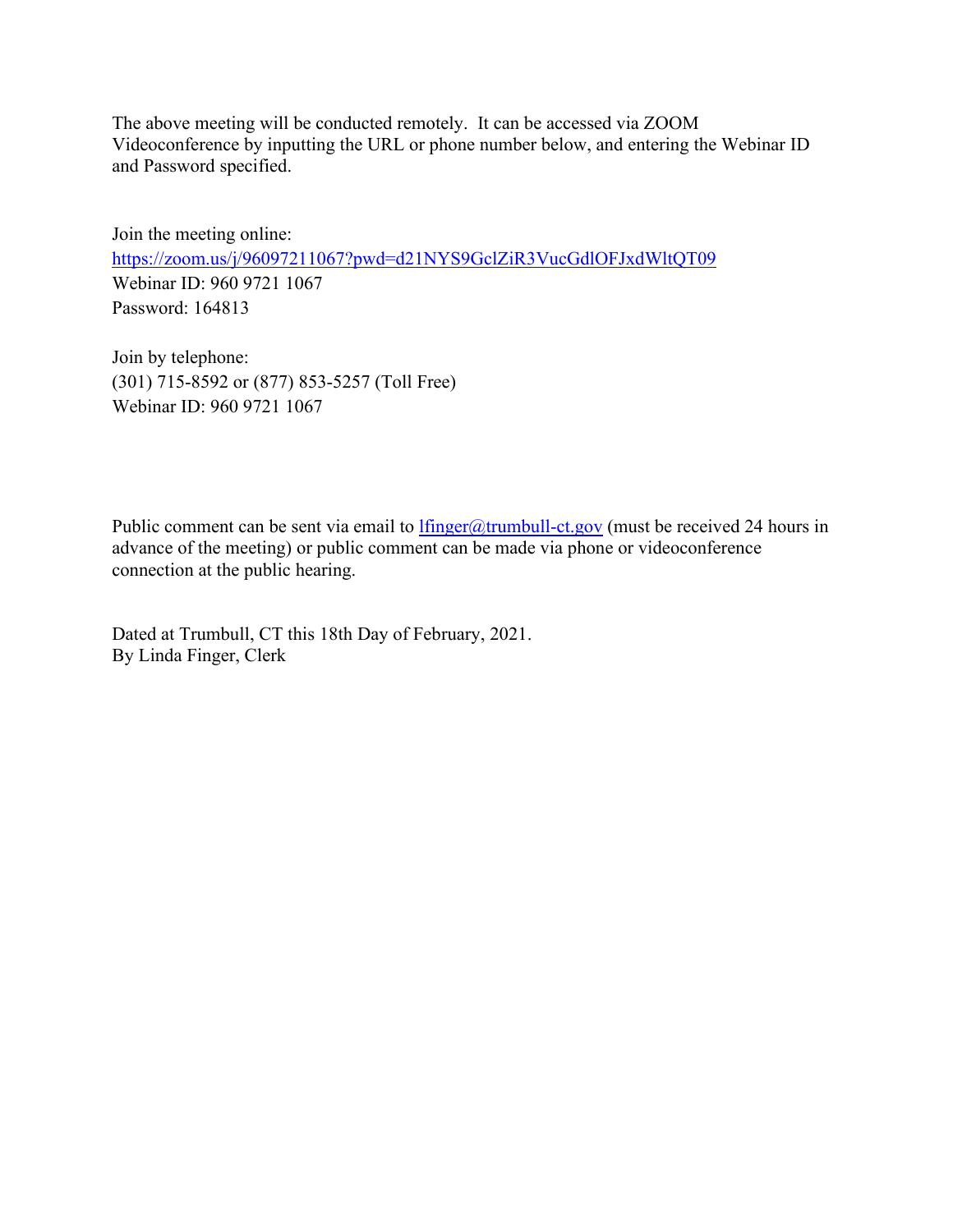The above meeting will be conducted remotely. It can be accessed via ZOOM Videoconference by inputting the URL or phone number below, and entering the Webinar ID and Password specified.

Join the meeting online:
https://zoom.us/j/96097211067?pwd=d21NYS9GclZiR3VucGdlOFJxdWltQT09
Webinar ID: 960 9721 1067
Password: 164813

Join by telephone:
(301) 715-8592 or (877) 853-5257 (Toll Free)
Webinar ID: 960 9721 1067

Public comment can be sent via email to lfinger@trumbull-ct.gov (must be received 24 hours in advance of the meeting) or public comment can be made via phone or videoconference connection at the public hearing.

Dated at Trumbull, CT this 18th Day of February, 2021.
By Linda Finger, Clerk